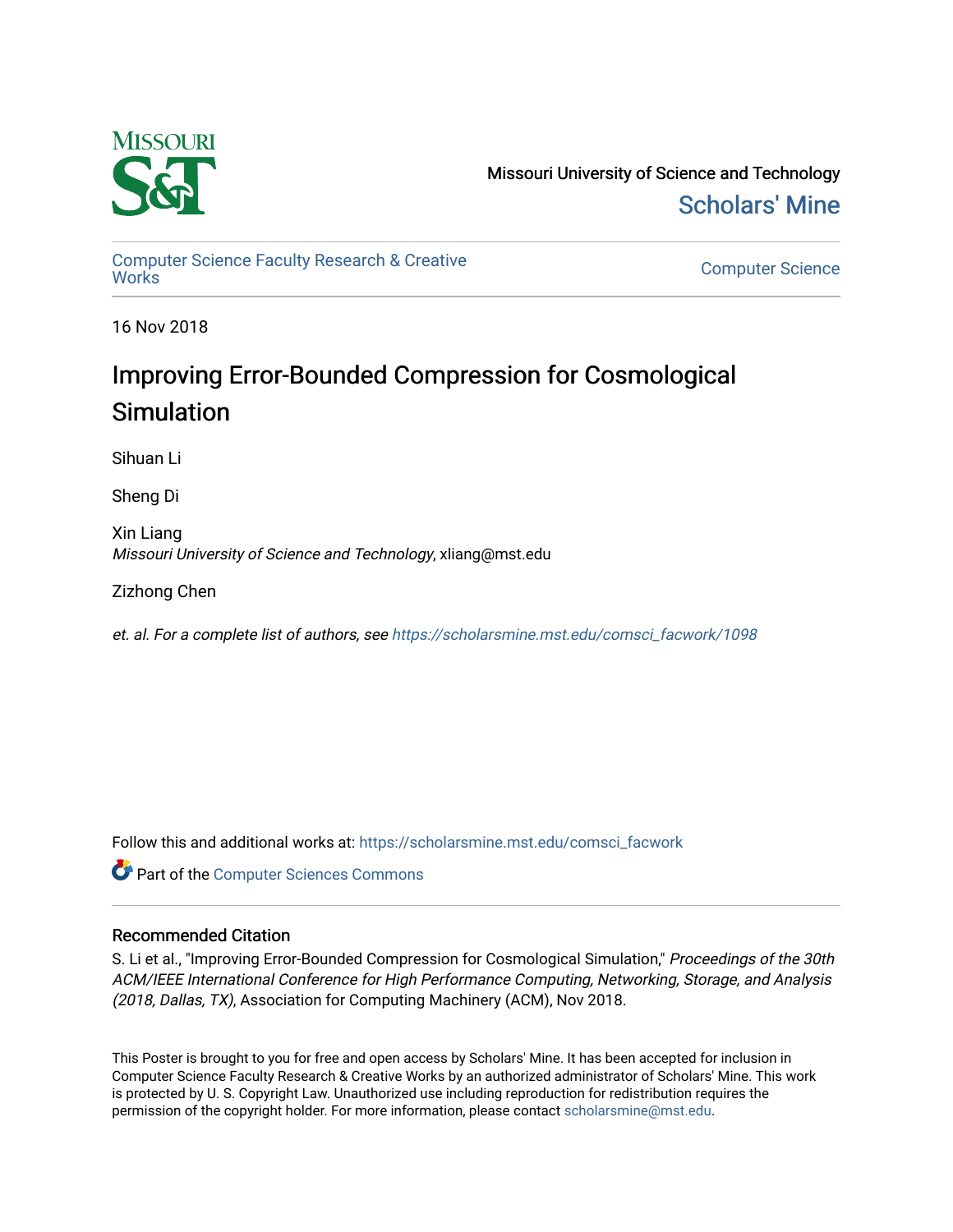Missouri University of Science and Technology

Scholars' Mine

Computer Science Faculty Research & Creative Works

Computer Science

16 Nov 2018

# Improving Error-Bounded Compression for Cosmological Simulation

Sihuan Li

Sheng Di

Xin Liang
*Missouri University of Science and Technology*, xliang@mst.edu

Zizhong Chen

*et. al. For a complete list of authors, see* https://scholarsmine.mst.edu/comsci_facwork/1098

Follow this and additional works at: https://scholarsmine.mst.edu/comsci_facwork

Part of the Computer Sciences Commons

## Recommended Citation

S. Li et al., "Improving Error-Bounded Compression for Cosmological Simulation," *Proceedings of the 30th ACM/IEEE International Conference for High Performance Computing, Networking, Storage, and Analysis (2018, Dallas, TX)*, Association for Computing Machinery (ACM), Nov 2018.

This Poster is brought to you for free and open access by Scholars' Mine. It has been accepted for inclusion in Computer Science Faculty Research & Creative Works by an authorized administrator of Scholars' Mine. This work is protected by U. S. Copyright Law. Unauthorized use including reproduction for redistribution requires the permission of the copyright holder. For more information, please contact scholarsmine@mst.edu.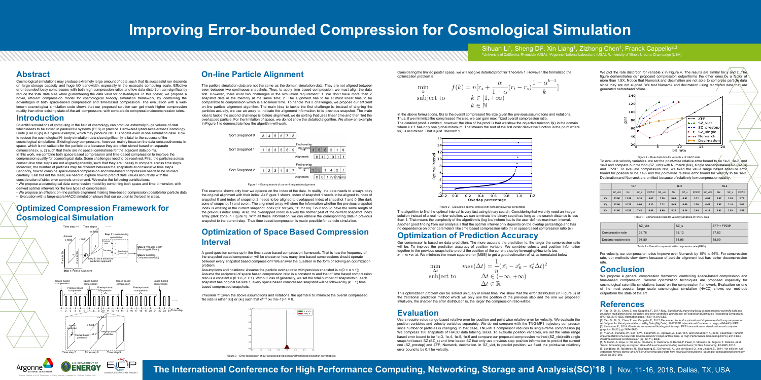# Improving Error-bounded Compression for Cosmological Simulation

Sihuan Li[1], Sheng Di[2], Xin Liang[1], Zizhong Chen[1], Franck Cappello[2,3]

[1]University of California, Riverside (USA); [2]Argonne National Laboratory (USA); [3]University of Illinois Urbana-Champaign (USA)

## Abstract

Cosmological simulations may produce extremely large amount of data, such that its successful run depends on large storage capacity and huge I/O bandwidth, especially in the exascale computing scale. Effective error-bounded lossy compressors with both high compression ratios and low data distortion can significantly reduce the total data size while guaranteeing the data valid for post-analysis. In this poster, we propose a novel, efficient compression model for cosmological N-body simulation framework, by combining the advantages of both space-based compression and time-based compression. The evaluation with a well-known cosmological simulation code shows that our proposed solution can get much higher compression quality than other existing state-of-the-art compressors, with comparable compression/decompression rates.

## Introduction

Scientific simulations of computing in the field of cosmology can produce extremely huge volume of data which needs to be stored in parallel file systems (PFS) in practice. Hardware/Hybrid Accelerated Cosmology Code (HACC)[5] is a typical example, which may produce 20+ PB of data even in one simulation case. How to reduce the cosmological N-body simulation data size significantly is fatal to the success of the cosmological simulations. Existing lossy compressors, however, mainly focus on the data consecutiveness in space, which is not suitable for the particle data because they are often stored based on separate dimensions (x, y, z) such that there are no spatial correlations for the adjacent data points.

In this work, we combine both space-based compression and time-based compression to improve the compression quality for cosmological data. Some challenges need to be resolved. First, the particles across consecutive time steps are not aligned generally, such that they are uneasy to compare across time steps. Moreover, the number of particles may be different between the snapshots at consecutive time steps. Secondly, how to combine space-based compression and time-based compression needs to be studied carefully. Last but not the least, we need to explore how to predict data values accurately with the consideration of strict error controls on demand. We make the following contributions:

- We propose a cosmological data compression model by combining both space and time dimension, with derived optimal intervals for the two types of compression.
- We propose an efficient on-line particle alignment making time-based compression possible for particle data
- Evaluation with a large-scale HACC simulation shows that our solution is the best in class.

## Optimized Compression Framework for Cosmological Simulation

Time step n-1, Time step n, dataset: x field, y field, z field, xx field, Particle IDs, Step 1: Particle Alignment, Step 2: More advanced prediction approach, Step 3: Linear-scaling quantization, Step 4: Variable-length Encoding (Huffman), Step 5: Lossless Compression (Gzip)

Space-based compression, Prestep-based compression, Time step, Time step 7, Time step 8, Time step 9, Space prediction, Prestep-based prediction, Velocity-based prediction

## On-line Particle Alignment

The particle simulation data are not the same as the domain simulation data. They are not aligned between even between two continuous snapshots. Thus, to apply time based compression, we must align the data first. However, there exist two challenges in the simulation requirement: 1. We don't have more than 2 snapshot data in the memory at the same time; 2. The alignment has to be at most linear time to be comparable to compression which is also linear time. To handle this 2 challenges, we propose our efficient on-line particle alignment algorithm. The main idea to tackle the first challenge is: instead of aligning the particles actually, we use an array to indicate the alignment information to its previous snapshot. The main idea to tackle the second challenge is: before alignment, we do sorting that uses linear time and then find the overlapped particle. For the limitation of space, we do not show the detailed algorithm. We show an example in Figure 1 to demonstrate how the algorithm will work.

Sort Snapshot 0: 3 4 5 6 7 8

Sort Snapshot 1: 1 2 3 5 6 9 — Find overlap and swap — 3 5 6 2 1 9 — Alignment: 0 1 1 0 0 1 1

Sort Snapshot 2: 1 2 3 4 5 7 — Find overlap and swap — 3 5 1 4 2 7 — Alignment: 0 0 1 1 1 1

Figure 1 – Example work of our on-line particle alignment

The example shows only how we operate on the index of the data. In reality, the data needs to always obey the original alignment with their index. As Figure 1 shows, index of snapshot 1 needs to be aligned to index of snapshot 0 and index of snapshot 2 needs to be aligned to overlapped index of snapshot 1 and 0 (the dark zone of snapshot 1) and so on. The alignment array will store the information whether the previous snapshot index is existing in the current snapshot index ("0" for yes, "1" for no). So it should have the same length of the previous index array. Also, the overlapped index is alway the former part of the current snapshot index array (dark zone in Figure 1). With all these information, we can retrieve the corresponding data in previous snapshot to the current step. Thus time based compression is made possible for particle simulation.

## Optimization of Space Based Compression Interval

A good question comes up in the time-space based compression framework. That is how the frequency of the snapshot based compression will be chosen or how many time-based compressions should operate between every snapshot based compression? We answer the question in the form of solving an optimization problem.

Assumptions and notations: Assume the particle overlap ratio with previous snapshot is $\alpha$ ($0 < \alpha < 1$); Assume the reciprocal of space based compression ratio is a constant $r_s$ and that of time based compression ratio is a constant $r_t$ ($0 < r_s, n < 1$). Without loss of generality, we set the total number of snapshots n, each snapshot has original file size 1, every space based compressed snapshot will be followed by $(k-1)$ time based compressed snapshots.

*Theorem 1:* Given the above assumptions and notations, the optimal k to minimize the overall compressed file size is either $\lfloor k_0 \rfloor$ or $\lceil k_0 \rceil$ such that $\alpha^{k_0-1}(k_0 \ln \alpha - 1) + 1 = 0$.

Figure 3 – Error distribution of our proposed prediction and traditional prediction on variable x

Considering the limited poster space, we will not give detailed proof for Theorem 1. However, the formalized the optimization problem is:

$$\min_{k} \quad f(k) = n[r_s + \frac{\alpha}{1-\alpha}(r_t - r_s)\frac{1-\alpha^{k-1}}{k}]$$
$$\text{subject to} \quad k \in [1, +\infty)$$
$$k \in \mathbb{N}$$

In the above formulations, f(k) is the overall compressed file size given the previous assumptions and notations. Thus, if we minimize the compressed file size, we can gain maximized overall compression ratio.

The detailed proof is omitted, however, the idea of the proof is that we show the objective function f(k) in the domain where $k > 1$ has only one global minimum. That means the root of the first order derivative function is the point where f(k) is minimized. That is just Theorem 1.

Optimal interval; Overlap percentage

Figure 2 – Calculated optimal interval with increasing overlap percentage

The algorithm to find the optimal interval is very fast using binary search. Considering that we only need an integer solution instead of a real number solution, we can terminate the binary search as long as the search distance is less than 1. That means the complexity of the algorithm is $(\log_2 k_{max})$ where $k_{max}$ is the user defined maximum interval. Another good finding from our analysis is that the optimal interval only depends on the overlap percentage and has no dependence on other parameters like time based compression ratio ($r_t$) or space based compression ratio ($r_s$).

## Optimization of Prediction Accuracy

Our compressor is based on data prediction. The more accurate the prediction is, the larger the compression ratio will be. To improve the prediction accuracy of position variable. We combine velocity and position information together in the previous snapshot to predict the position of the current step by leveraging Newton's law: $x_1 = x_0 + v_0 \cdot \Delta t$. We minimize the mean square error (MSE) to get a good estimation of $\Delta t$, as formulated below:

$$\min_{\Delta t} \quad mse(\Delta t) = \frac{1}{n}(x_1^i - x_0^i - v_0^i \Delta t)^2$$
$$\text{subject to} \quad \Delta t \in (-\infty, +\infty)$$
$$\Delta t \in \mathbb{R}$$

This optimization problem can be solved uniquely in linear time. We show that the error distribution (in Figure 3) of the traditional prediction method which will only use the position of the previous step and the one we proposed. Intuitively, the sharper the error distribution is, the larger the compression ratio will be.

## Evaluation

Users require value range based relative error for position and point-wise relative error for velocity. We evaluate the position variables and velocity variables separately. We do not compare with the TNG-MF1 trajectory compressor since number of particles is changing. In that case, TNG-MF1 compressor reduces to single-frame compression [6] We compress 100 snapshots of HACC data totaling 36GB. To evaluate position variables, we set the value range based error bound to be 1e-3, 1e-4, 1e-5, 1e-6 and compare our proposed compression method (SZ_vlct) with single snapshot based SZ (SZ_s) and time based SZ that only use previous step position information to predict the current one (SZ_prestep) and ZFP, Numarck, decimation. In SZ_vlct, to predict position, we fixed the point-wise relatively error bound to be 0.1 for velocity.

We plot the rate distortion for variable x in Figure 4. The results are similar for y and z. The figure demonstrates our proposed compression outperforms the other ones by a factor of more than 1.5X. Notice that Numarck and decimation are not able to compress particle data since they are not aligned. We test Numarck and decimation using reordered data that are generated beforehand offline.

psnr; bit rate; ZFP, SZ_vlct, SZ_prestep, SZ_single, Numarck, Decimation

Figure 4 – Rate distortion for variable x of HACC data

To evaluate velocity variables, we set the point-wise relative error bound to be 1e-1, 1e-2, and 1e-3 and compare our method (SZ_vlct) with Numarck (Nk), single snapshot based SZ (SZ_s) and FPZIP. To evaluate compression rate, we fixed the value range based absolute error bound for position to be 1e-6 and the point-wise relative error bound for velocity to be 1e-3. Decimation and Numarck are omitted because of relatively low compression quality.

| | 1E-1 | | | | 1E-2 | | | | 1E-3 | | | |
|---|---|---|---|---|---|---|---|---|---|---|---|---|
| | SZ_vlct | Nk | SZ_s | FPZIP | SZ_vlct | Nk | SZ_s | FPZIP | SZ_vlct | Nk | SZ_s | FPZIP |
| Vx | 13.90 | 11.28 | 9.33 | 5.67 | 7.09 | 5.69 | 4.91 | 3.71 | 4.64 | 2.97 | 3.26 | 2.75 |
| Vy | 12.96 | 10.78 | 8.69 | 5.33 | 7.22 | 5.49 | 4.69 | 3.56 | 4.45 | 2.92 | 3.14 | 2.66 |
| Vz | 11.60 | 10.88 | 7.42 | 4.96 | 6.60 | 5.21 | 4.24 | 3.40 | 4.19 | 2.91 | 2.92 | 2.58 |

Table 1 – Compression ratio for velocity variables of HACC data

| | SZ_vlct | SZ_s | ZFP+FPZIP |
|---|---|---|---|
| Compression rate | 33.76 | 93.12 | 67.62 |
| Decompression rate | 98.80 | 64.96 | 65.09 |

Table 2 – Overall compression/decompression rate (MB/s)

For velocity, our compression ratios improve over Numarck by 15% to 56%. For compression rate, our methods slow down because of particle alignment but has better decompression rate.

## Conclusion

We propose a general compression framework combining space-based compression and time-based compression. Several optimization techniques are proposed especially for cosmological scientific simulations based on the compression framework. Evaluation on one of the most popular large scale cosmological simulation (HACC) shows our methods outperform the state of the art.

## References

[1] Tao, D., Di, S., Chen, Z. and Cappello, F., 2017, May. *Significantly improving lossy compression for scientific data sets based on multidimensional prediction and error-controlled quantization*. In Parallel and Distributed Processing Symposium (IPDPS), 2017 IEEE International (pp. 1129-1139). IEEE.

[2] Tao, D., Di, S., Chen, Z. and Cappello, F., 2017, December. *In-depth exploration of single-snapshot lossy compression techniques for N-body simulations*. In Big Data (Big Data), 2017 IEEE International Conference on (pp. 486-493). IEEE.

[3] Lindstrom, P., 2014. *Fixed-rate compressed floating-point arrays*. IEEE transactions on visualization and computer graphics, 20(12), pp.2674-2683.

[4] Yuan, Z., Hendrix, W., Son, S.W., Federrath, C., Agrawal, A., Liao, W.K. and Choudhary, A., 2016, December. *Parallel Implementation of Lossy Data Compression for Temporal Data Sets*. In High Performance Computing (HiPC), 2016 IEEE 23rd International Conference on (pp. 62-71). IEEE.

[5] S. Habib, A. Pope, H. Finkel, N. Frontiere, K. Heitmann, D. Daniel, P. Fasel, V. Morozov, G. Zagaris, T. Peterka, et al, "Hacc: Simulating sky surveys on state-of-the-art supercomputing architectures," New Astronomy, 42:4965, 2016.

[6] Lundborg, M., Apostolov, R., Spångberg, D., Gärdenäs, A., van der Spoel, D., and Lindahl, E., 2014. "An efficient and extensible format, library, and API for binary trajectory data from molecular simulations." Journal of computational chemistry, 35(3), pp.260-269.

The International Conference for High Performance Computing, Networking, Storage and Analysis(SC)'18 | Nov, 11-16, 2018, Dallas, TX, USA